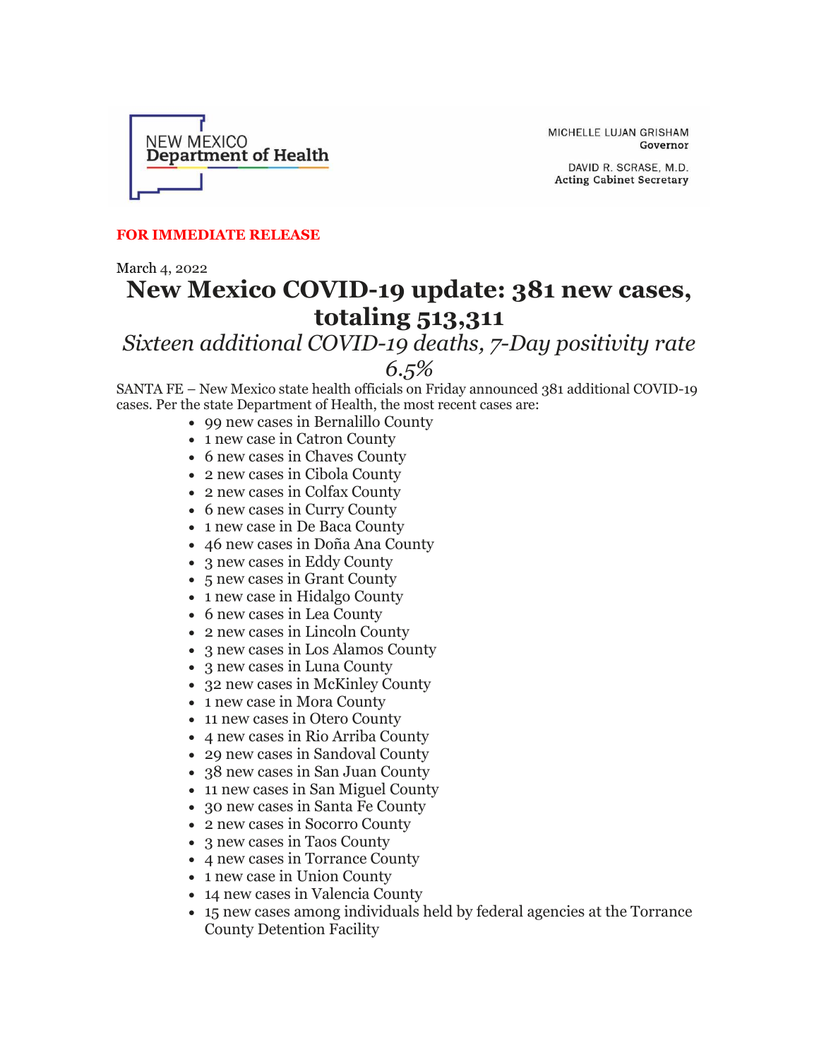NEW MEXICO
Department of Health

MICHELLE LUJAN GRISHAM
Governor

DAVID R. SCRASE, M.D.
Acting Cabinet Secretary

**FOR IMMEDIATE RELEASE**

March 4, 2022

# New Mexico COVID-19 update: 381 new cases, totaling 513,311

## *Sixteen additional COVID-19 deaths, 7-Day positivity rate 6.5%*

SANTA FE – New Mexico state health officials on Friday announced 381 additional COVID-19 cases. Per the state Department of Health, the most recent cases are:

- 99 new cases in Bernalillo County
- 1 new case in Catron County
- 6 new cases in Chaves County
- 2 new cases in Cibola County
- 2 new cases in Colfax County
- 6 new cases in Curry County
- 1 new case in De Baca County
- 46 new cases in Doña Ana County
- 3 new cases in Eddy County
- 5 new cases in Grant County
- 1 new case in Hidalgo County
- 6 new cases in Lea County
- 2 new cases in Lincoln County
- 3 new cases in Los Alamos County
- 3 new cases in Luna County
- 32 new cases in McKinley County
- 1 new case in Mora County
- 11 new cases in Otero County
- 4 new cases in Rio Arriba County
- 29 new cases in Sandoval County
- 38 new cases in San Juan County
- 11 new cases in San Miguel County
- 30 new cases in Santa Fe County
- 2 new cases in Socorro County
- 3 new cases in Taos County
- 4 new cases in Torrance County
- 1 new case in Union County
- 14 new cases in Valencia County
- 15 new cases among individuals held by federal agencies at the Torrance County Detention Facility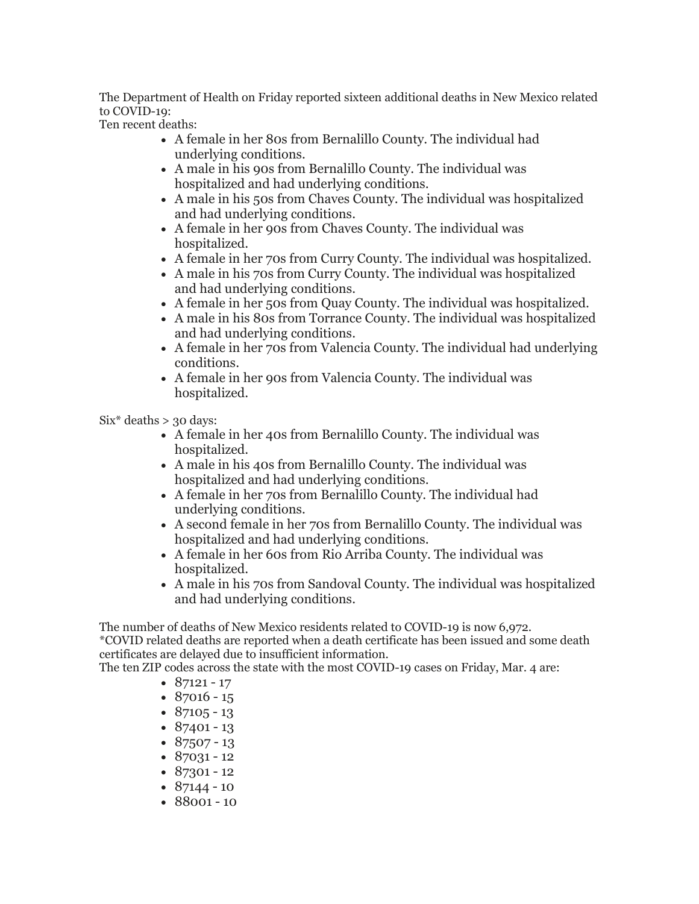The Department of Health on Friday reported sixteen additional deaths in New Mexico related to COVID-19:

Ten recent deaths:

- A female in her 80s from Bernalillo County. The individual had underlying conditions.
- A male in his 90s from Bernalillo County. The individual was hospitalized and had underlying conditions.
- A male in his 50s from Chaves County. The individual was hospitalized and had underlying conditions.
- A female in her 90s from Chaves County. The individual was hospitalized.
- A female in her 70s from Curry County. The individual was hospitalized.
- A male in his 70s from Curry County. The individual was hospitalized and had underlying conditions.
- A female in her 50s from Quay County. The individual was hospitalized.
- A male in his 80s from Torrance County. The individual was hospitalized and had underlying conditions.
- A female in her 70s from Valencia County. The individual had underlying conditions.
- A female in her 90s from Valencia County. The individual was hospitalized.

Six* deaths > 30 days:

- A female in her 40s from Bernalillo County. The individual was hospitalized.
- A male in his 40s from Bernalillo County. The individual was hospitalized and had underlying conditions.
- A female in her 70s from Bernalillo County. The individual had underlying conditions.
- A second female in her 70s from Bernalillo County. The individual was hospitalized and had underlying conditions.
- A female in her 60s from Rio Arriba County. The individual was hospitalized.
- A male in his 70s from Sandoval County. The individual was hospitalized and had underlying conditions.

The number of deaths of New Mexico residents related to COVID-19 is now 6,972.

*COVID related deaths are reported when a death certificate has been issued and some death certificates are delayed due to insufficient information.

The ten ZIP codes across the state with the most COVID-19 cases on Friday, Mar. 4 are:

- 87121 - 17
- 87016 - 15
- 87105 - 13
- 87401 - 13
- 87507 - 13
- 87031 - 12
- 87301 - 12
- 87144 - 10
- 88001 - 10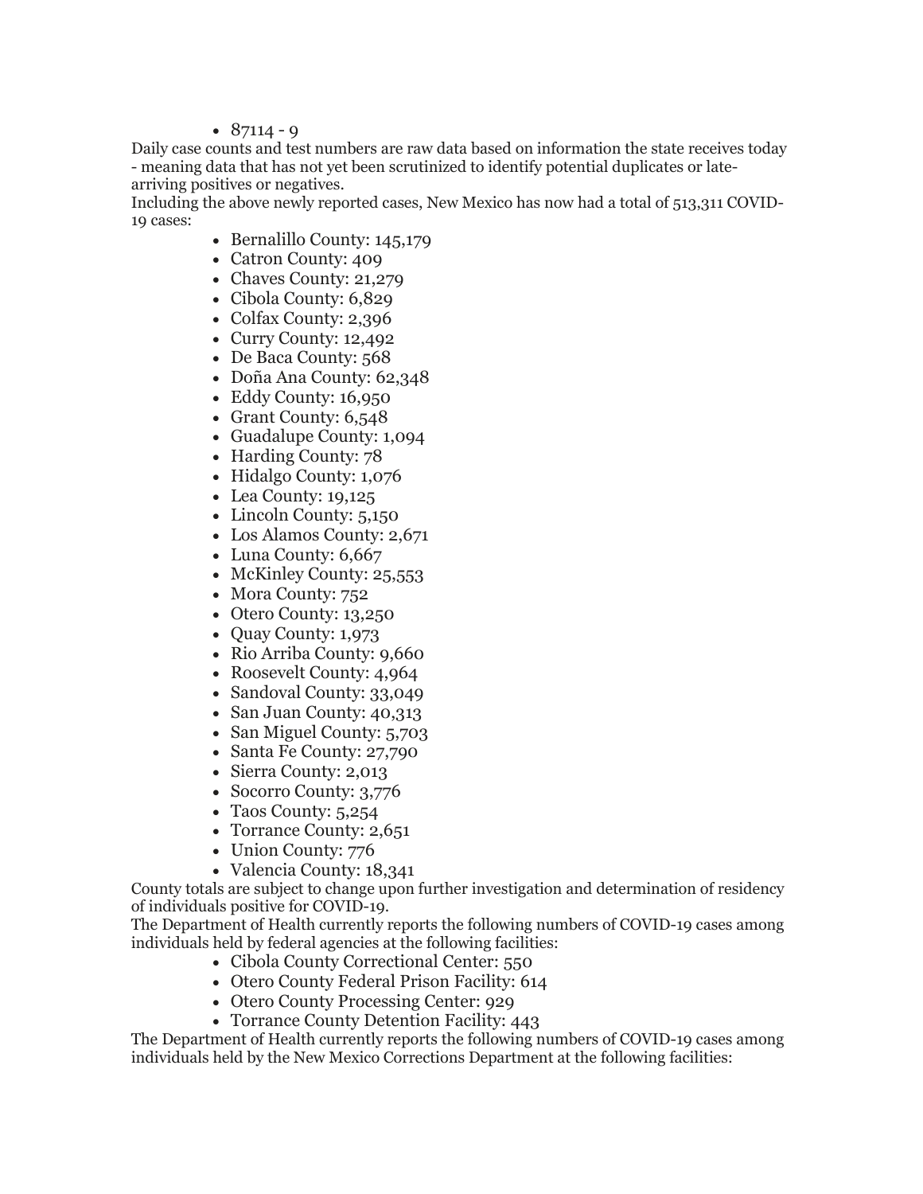- 87114 - 9

Daily case counts and test numbers are raw data based on information the state receives today - meaning data that has not yet been scrutinized to identify potential duplicates or late-arriving positives or negatives.

Including the above newly reported cases, New Mexico has now had a total of 513,311 COVID-19 cases:

- Bernalillo County: 145,179
- Catron County: 409
- Chaves County: 21,279
- Cibola County: 6,829
- Colfax County: 2,396
- Curry County: 12,492
- De Baca County: 568
- Doña Ana County: 62,348
- Eddy County: 16,950
- Grant County: 6,548
- Guadalupe County: 1,094
- Harding County: 78
- Hidalgo County: 1,076
- Lea County: 19,125
- Lincoln County: 5,150
- Los Alamos County: 2,671
- Luna County: 6,667
- McKinley County: 25,553
- Mora County: 752
- Otero County: 13,250
- Quay County: 1,973
- Rio Arriba County: 9,660
- Roosevelt County: 4,964
- Sandoval County: 33,049
- San Juan County: 40,313
- San Miguel County: 5,703
- Santa Fe County: 27,790
- Sierra County: 2,013
- Socorro County: 3,776
- Taos County: 5,254
- Torrance County: 2,651
- Union County: 776
- Valencia County: 18,341

County totals are subject to change upon further investigation and determination of residency of individuals positive for COVID-19.

The Department of Health currently reports the following numbers of COVID-19 cases among individuals held by federal agencies at the following facilities:

- Cibola County Correctional Center: 550
- Otero County Federal Prison Facility: 614
- Otero County Processing Center: 929
- Torrance County Detention Facility: 443

The Department of Health currently reports the following numbers of COVID-19 cases among individuals held by the New Mexico Corrections Department at the following facilities: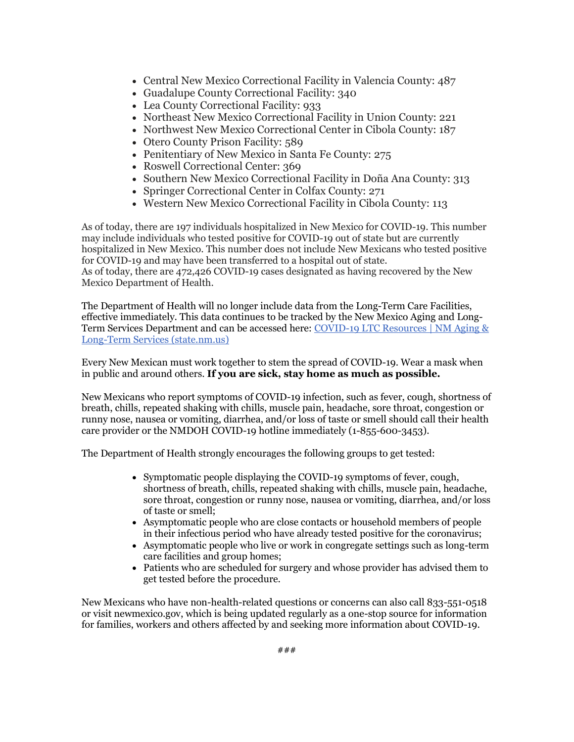- Central New Mexico Correctional Facility in Valencia County: 487
- Guadalupe County Correctional Facility: 340
- Lea County Correctional Facility: 933
- Northeast New Mexico Correctional Facility in Union County: 221
- Northwest New Mexico Correctional Center in Cibola County: 187
- Otero County Prison Facility: 589
- Penitentiary of New Mexico in Santa Fe County: 275
- Roswell Correctional Center: 369
- Southern New Mexico Correctional Facility in Doña Ana County: 313
- Springer Correctional Center in Colfax County: 271
- Western New Mexico Correctional Facility in Cibola County: 113

As of today, there are 197 individuals hospitalized in New Mexico for COVID-19. This number may include individuals who tested positive for COVID-19 out of state but are currently hospitalized in New Mexico. This number does not include New Mexicans who tested positive for COVID-19 and may have been transferred to a hospital out of state.
As of today, there are 472,426 COVID-19 cases designated as having recovered by the New Mexico Department of Health.

The Department of Health will no longer include data from the Long-Term Care Facilities, effective immediately. This data continues to be tracked by the New Mexico Aging and Long-Term Services Department and can be accessed here: [COVID-19 LTC Resources | NM Aging & Long-Term Services (state.nm.us)]

Every New Mexican must work together to stem the spread of COVID-19. Wear a mask when in public and around others. **If you are sick, stay home as much as possible.**

New Mexicans who report symptoms of COVID-19 infection, such as fever, cough, shortness of breath, chills, repeated shaking with chills, muscle pain, headache, sore throat, congestion or runny nose, nausea or vomiting, diarrhea, and/or loss of taste or smell should call their health care provider or the NMDOH COVID-19 hotline immediately (1-855-600-3453).

The Department of Health strongly encourages the following groups to get tested:

- Symptomatic people displaying the COVID-19 symptoms of fever, cough, shortness of breath, chills, repeated shaking with chills, muscle pain, headache, sore throat, congestion or runny nose, nausea or vomiting, diarrhea, and/or loss of taste or smell;
- Asymptomatic people who are close contacts or household members of people in their infectious period who have already tested positive for the coronavirus;
- Asymptomatic people who live or work in congregate settings such as long-term care facilities and group homes;
- Patients who are scheduled for surgery and whose provider has advised them to get tested before the procedure.

New Mexicans who have non-health-related questions or concerns can also call 833-551-0518 or visit newmexico.gov, which is being updated regularly as a one-stop source for information for families, workers and others affected by and seeking more information about COVID-19.

###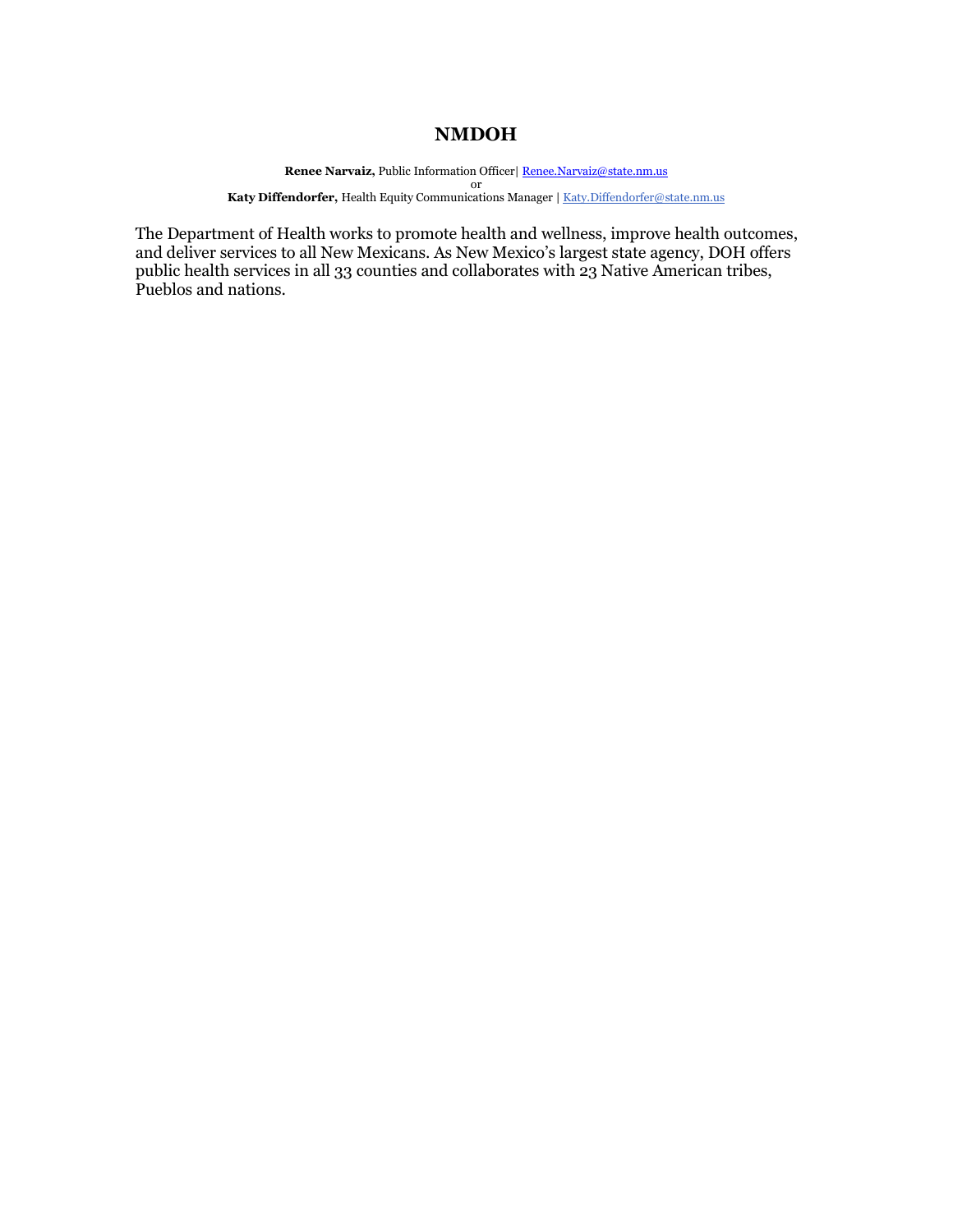# NMDOH

**Renee Narvaiz,** Public Information Officer| Renee.Narvaiz@state.nm.us
or
**Katy Diffendorfer,** Health Equity Communications Manager | Katy.Diffendorfer@state.nm.us

The Department of Health works to promote health and wellness, improve health outcomes, and deliver services to all New Mexicans. As New Mexico's largest state agency, DOH offers public health services in all 33 counties and collaborates with 23 Native American tribes, Pueblos and nations.